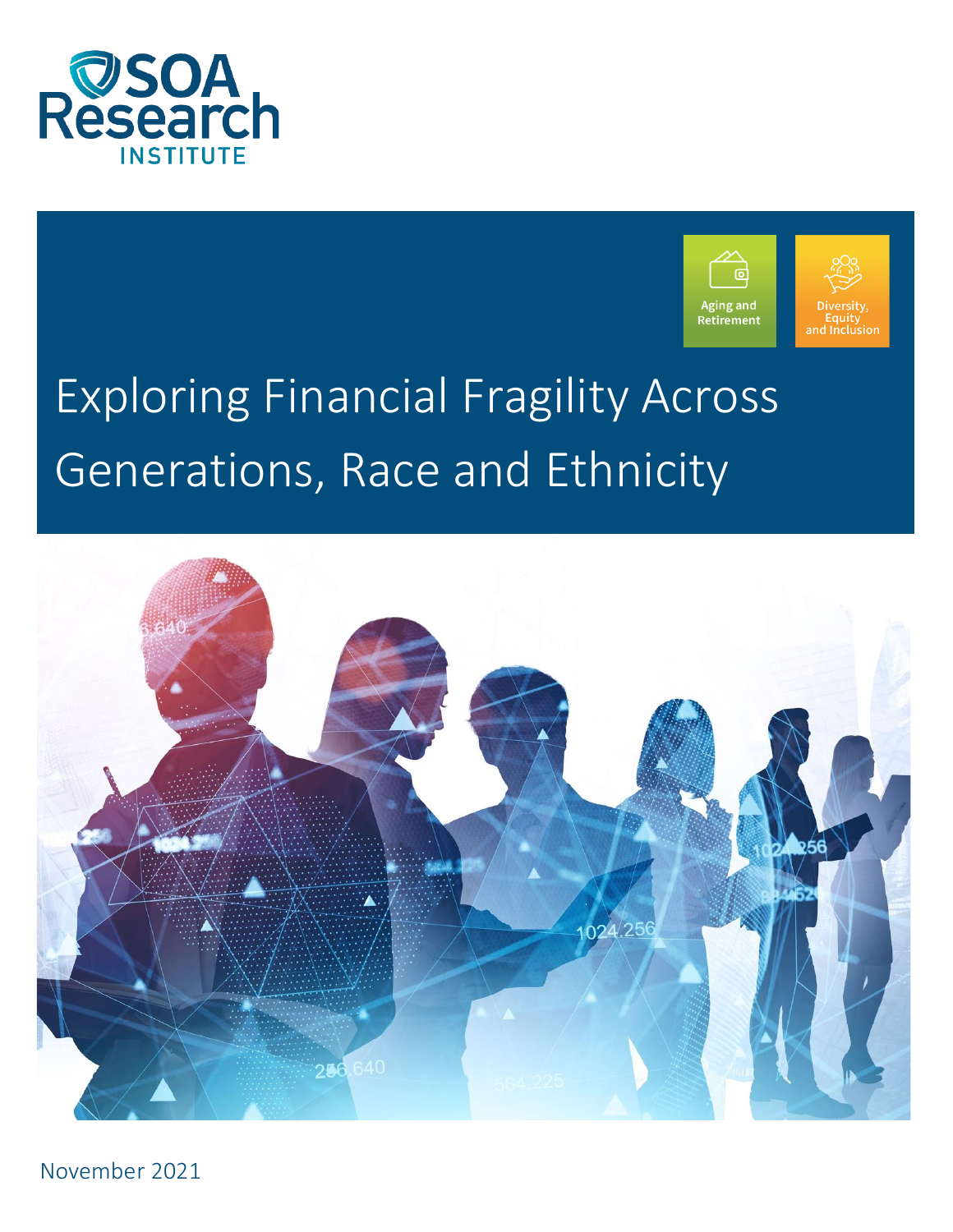SOA Research INSTITUTE

Aging and Retirement

Diversity, Equity and Inclusion

# Exploring Financial Fragility Across Generations, Race and Ethnicity

November 2021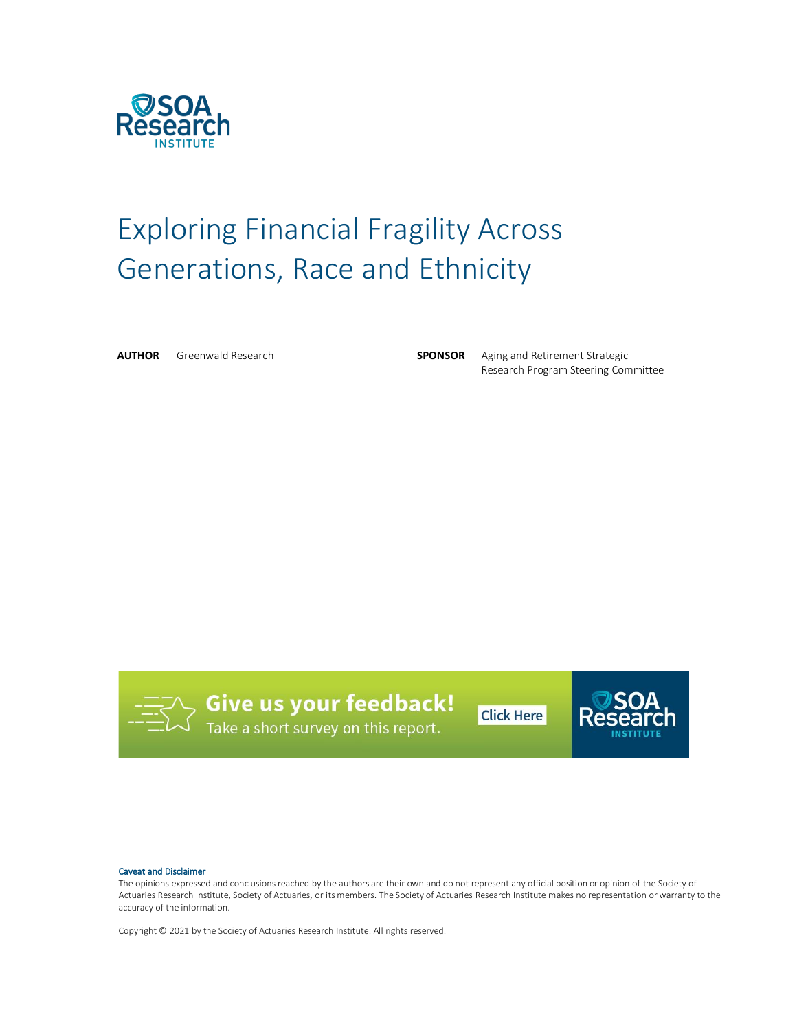# Exploring Financial Fragility Across Generations, Race and Ethnicity

**AUTHOR** Greenwald Research

**SPONSOR** Aging and Retirement Strategic Research Program Steering Committee

**Give us your feedback!**
Take a short survey on this report.

Click Here

Caveat and Disclaimer
The opinions expressed and conclusions reached by the authors are their own and do not represent any official position or opinion of the Society of Actuaries Research Institute, Society of Actuaries, or its members. The Society of Actuaries Research Institute makes no representation or warranty to the accuracy of the information.

Copyright © 2021 by the Society of Actuaries Research Institute. All rights reserved.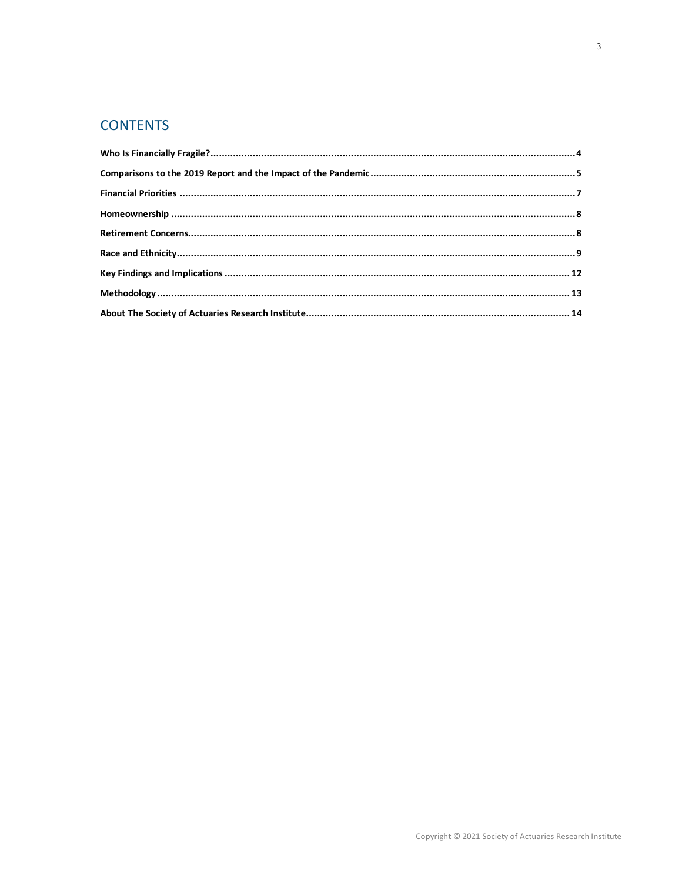# CONTENTS

**Who Is Financially Fragile?** ....................................................................................................... 4

**Comparisons to the 2019 Report and the Impact of the Pandemic** ............................................... 5

**Financial Priorities** ..................................................................................................................... 7

**Homeownership** .......................................................................................................................... 8

**Retirement Concerns** ................................................................................................................... 8

**Race and Ethnicity** ..................................................................................................................... 9

**Key Findings and Implications** ................................................................................................. 12

**Methodology** ............................................................................................................................ 13

**About The Society of Actuaries Research Institute** ................................................................... 14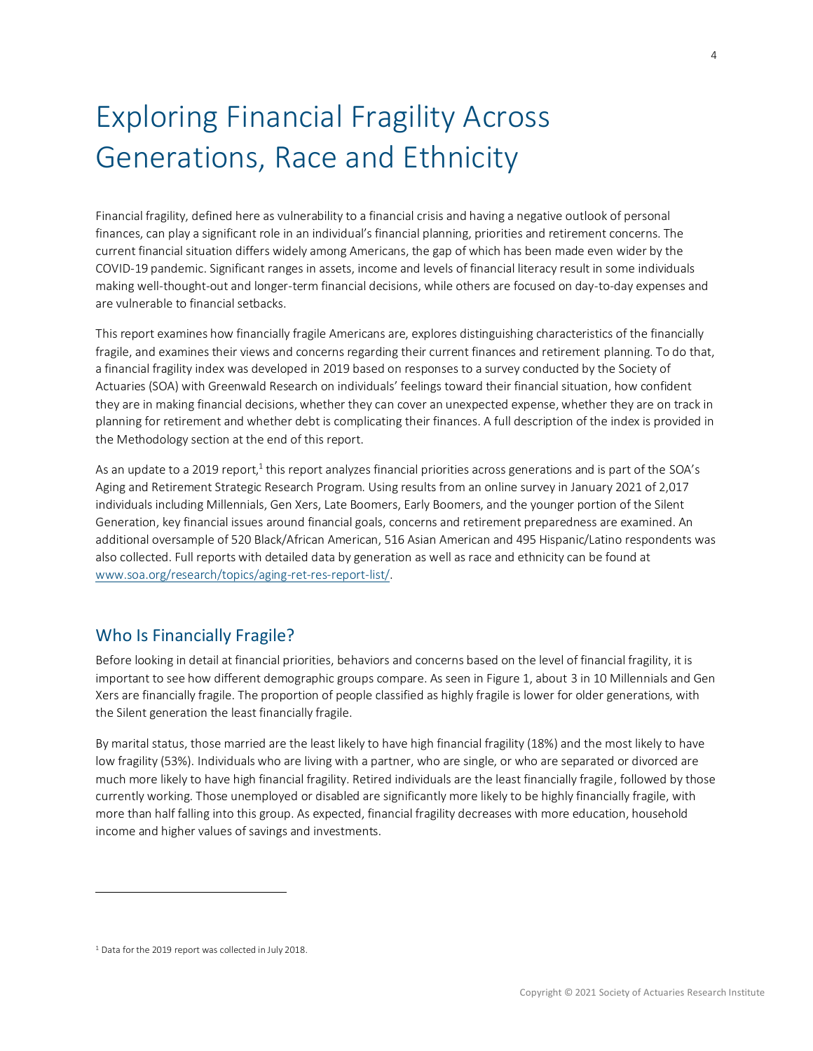# Exploring Financial Fragility Across Generations, Race and Ethnicity

Financial fragility, defined here as vulnerability to a financial crisis and having a negative outlook of personal finances, can play a significant role in an individual's financial planning, priorities and retirement concerns. The current financial situation differs widely among Americans, the gap of which has been made even wider by the COVID-19 pandemic. Significant ranges in assets, income and levels of financial literacy result in some individuals making well-thought-out and longer-term financial decisions, while others are focused on day-to-day expenses and are vulnerable to financial setbacks.

This report examines how financially fragile Americans are, explores distinguishing characteristics of the financially fragile, and examines their views and concerns regarding their current finances and retirement planning. To do that, a financial fragility index was developed in 2019 based on responses to a survey conducted by the Society of Actuaries (SOA) with Greenwald Research on individuals' feelings toward their financial situation, how confident they are in making financial decisions, whether they can cover an unexpected expense, whether they are on track in planning for retirement and whether debt is complicating their finances. A full description of the index is provided in the Methodology section at the end of this report.

As an update to a 2019 report,[1] this report analyzes financial priorities across generations and is part of the SOA's Aging and Retirement Strategic Research Program. Using results from an online survey in January 2021 of 2,017 individuals including Millennials, Gen Xers, Late Boomers, Early Boomers, and the younger portion of the Silent Generation, key financial issues around financial goals, concerns and retirement preparedness are examined. An additional oversample of 520 Black/African American, 516 Asian American and 495 Hispanic/Latino respondents was also collected. Full reports with detailed data by generation as well as race and ethnicity can be found at www.soa.org/research/topics/aging-ret-res-report-list/.

## Who Is Financially Fragile?

Before looking in detail at financial priorities, behaviors and concerns based on the level of financial fragility, it is important to see how different demographic groups compare. As seen in Figure 1, about 3 in 10 Millennials and Gen Xers are financially fragile. The proportion of people classified as highly fragile is lower for older generations, with the Silent generation the least financially fragile.

By marital status, those married are the least likely to have high financial fragility (18%) and the most likely to have low fragility (53%). Individuals who are living with a partner, who are single, or who are separated or divorced are much more likely to have high financial fragility. Retired individuals are the least financially fragile, followed by those currently working. Those unemployed or disabled are significantly more likely to be highly financially fragile, with more than half falling into this group. As expected, financial fragility decreases with more education, household income and higher values of savings and investments.

---

[1] Data for the 2019 report was collected in July 2018.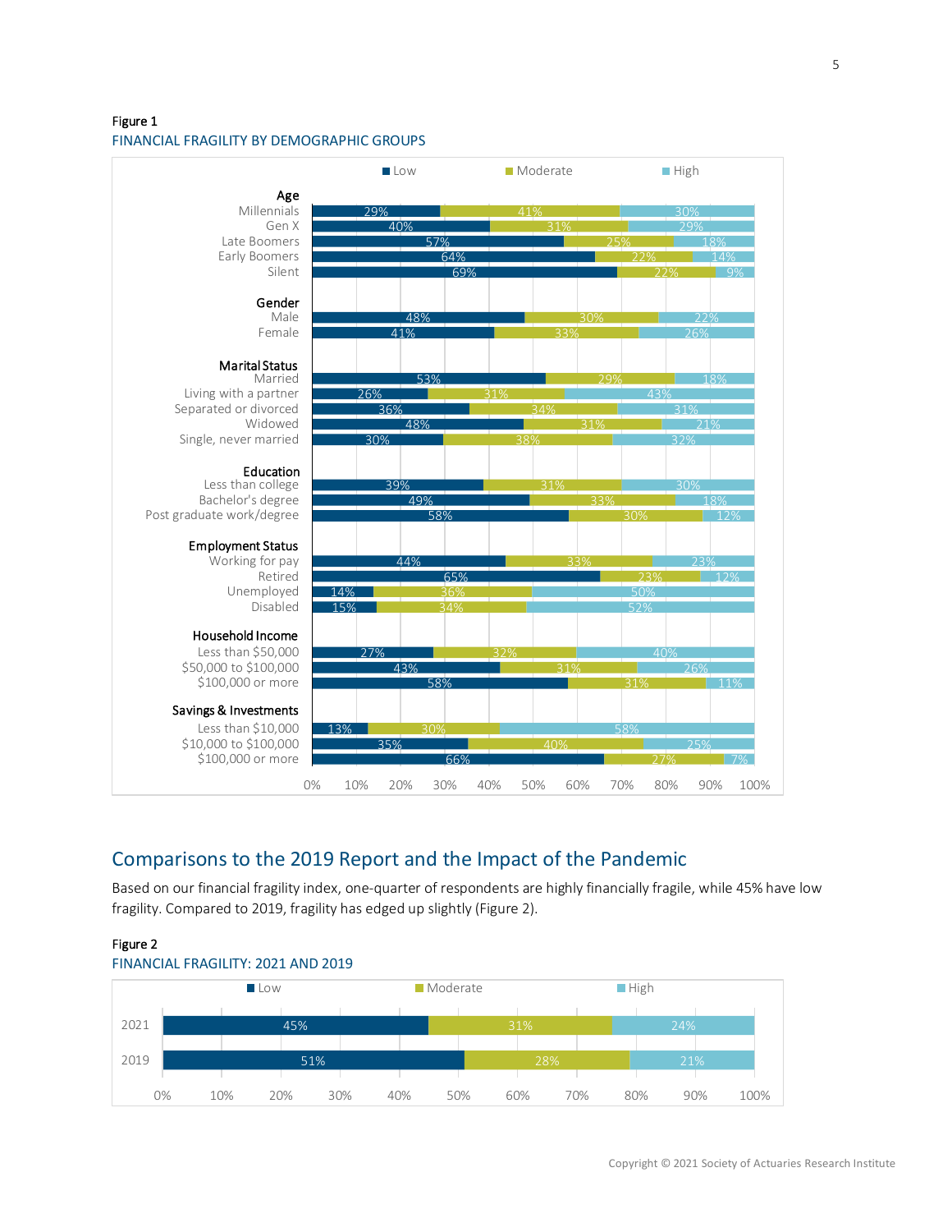Figure 1

FINANCIAL FRAGILITY BY DEMOGRAPHIC GROUPS

| Group | Low | Moderate | High |
|---|---|---|---|
| **Age** | | | |
| Millennials | 29% | 41% | 30% |
| Gen X | 40% | 31% | 29% |
| Late Boomers | 57% | 25% | 18% |
| Early Boomers | 64% | 22% | 14% |
| Silent | 69% | 22% | 9% |
| **Gender** | | | |
| Male | 48% | 30% | 22% |
| Female | 41% | 33% | 26% |
| **Marital Status** | | | |
| Married | 53% | 29% | 18% |
| Living with a partner | 26% | 31% | 43% |
| Separated or divorced | 36% | 34% | 31% |
| Widowed | 48% | 31% | 21% |
| Single, never married | 30% | 38% | 32% |
| **Education** | | | |
| Less than college | 39% | 31% | 30% |
| Bachelor's degree | 49% | 33% | 18% |
| Post graduate work/degree | 58% | 30% | 12% |
| **Employment Status** | | | |
| Working for pay | 44% | 33% | 23% |
| Retired | 65% | 23% | 12% |
| Unemployed | 14% | 36% | 50% |
| Disabled | 15% | 34% | 52% |
| **Household Income** | | | |
| Less than $50,000 | 27% | 32% | 40% |
| $50,000 to $100,000 | 43% | 31% | 26% |
| $100,000 or more | 58% | 31% | 11% |
| **Savings & Investments** | | | |
| Less than $10,000 | 13% | 30% | 58% |
| $10,000 to $100,000 | 35% | 40% | 25% |
| $100,000 or more | 66% | 27% | 7% |

## Comparisons to the 2019 Report and the Impact of the Pandemic

Based on our financial fragility index, one-quarter of respondents are highly financially fragile, while 45% have low fragility. Compared to 2019, fragility has edged up slightly (Figure 2).

Figure 2

FINANCIAL FRAGILITY: 2021 AND 2019

| Year | Low | Moderate | High |
|---|---|---|---|
| 2021 | 45% | 31% | 24% |
| 2019 | 51% | 28% | 21% |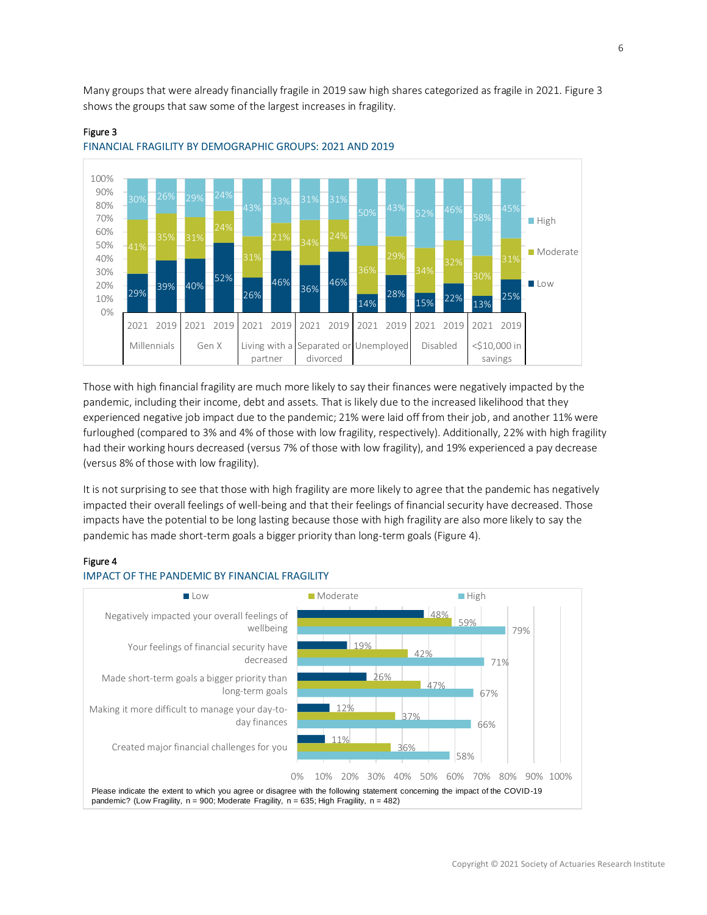Many groups that were already financially fragile in 2019 saw high shares categorized as fragile in 2021. Figure 3 shows the groups that saw some of the largest increases in fragility.

Figure 3

FINANCIAL FRAGILITY BY DEMOGRAPHIC GROUPS: 2021 AND 2019

| Group | Year | Low | Moderate | High |
|---|---|---|---|---|
| Millennials | 2021 | 29% | 41% | 30% |
| Millennials | 2019 | 39% | 35% | 26% |
| Gen X | 2021 | 40% | 31% | 29% |
| Gen X | 2019 | 52% | 24% | 24% |
| Living with a partner | 2021 | 26% | 31% | 43% |
| Living with a partner | 2019 | 46% | 21% | 33% |
| Separated or divorced | 2021 | 36% | 34% | 31% |
| Separated or divorced | 2019 | 46% | 24% | 31% |
| Unemployed | 2021 | 14% | 36% | 50% |
| Unemployed | 2019 | 28% | 29% | 43% |
| Disabled | 2021 | 15% | 34% | 52% |
| Disabled | 2019 | 22% | 32% | 46% |
| <$10,000 in savings | 2021 | 13% | 30% | 58% |
| <$10,000 in savings | 2019 | 25% | 31% | 45% |

Those with high financial fragility are much more likely to say their finances were negatively impacted by the pandemic, including their income, debt and assets. That is likely due to the increased likelihood that they experienced negative job impact due to the pandemic; 21% were laid off from their job, and another 11% were furloughed (compared to 3% and 4% of those with low fragility, respectively). Additionally, 22% with high fragility had their working hours decreased (versus 7% of those with low fragility), and 19% experienced a pay decrease (versus 8% of those with low fragility).

It is not surprising to see that those with high fragility are more likely to agree that the pandemic has negatively impacted their overall feelings of well-being and that their feelings of financial security have decreased. Those impacts have the potential to be long lasting because those with high fragility are also more likely to say the pandemic has made short-term goals a bigger priority than long-term goals (Figure 4).

Figure 4

IMPACT OF THE PANDEMIC BY FINANCIAL FRAGILITY

| Statement | Low | Moderate | High |
|---|---|---|---|
| Negatively impacted your overall feelings of wellbeing | 48% | 59% | 79% |
| Your feelings of financial security have decreased | 19% | 42% | 71% |
| Made short-term goals a bigger priority than long-term goals | 26% | 47% | 67% |
| Making it more difficult to manage your day-to-day finances | 12% | 37% | 66% |
| Created major financial challenges for you | 11% | 36% | 58% |

Please indicate the extent to which you agree or disagree with the following statement concerning the impact of the COVID-19 pandemic? (Low Fragility, n = 900; Moderate Fragility, n = 635; High Fragility, n = 482)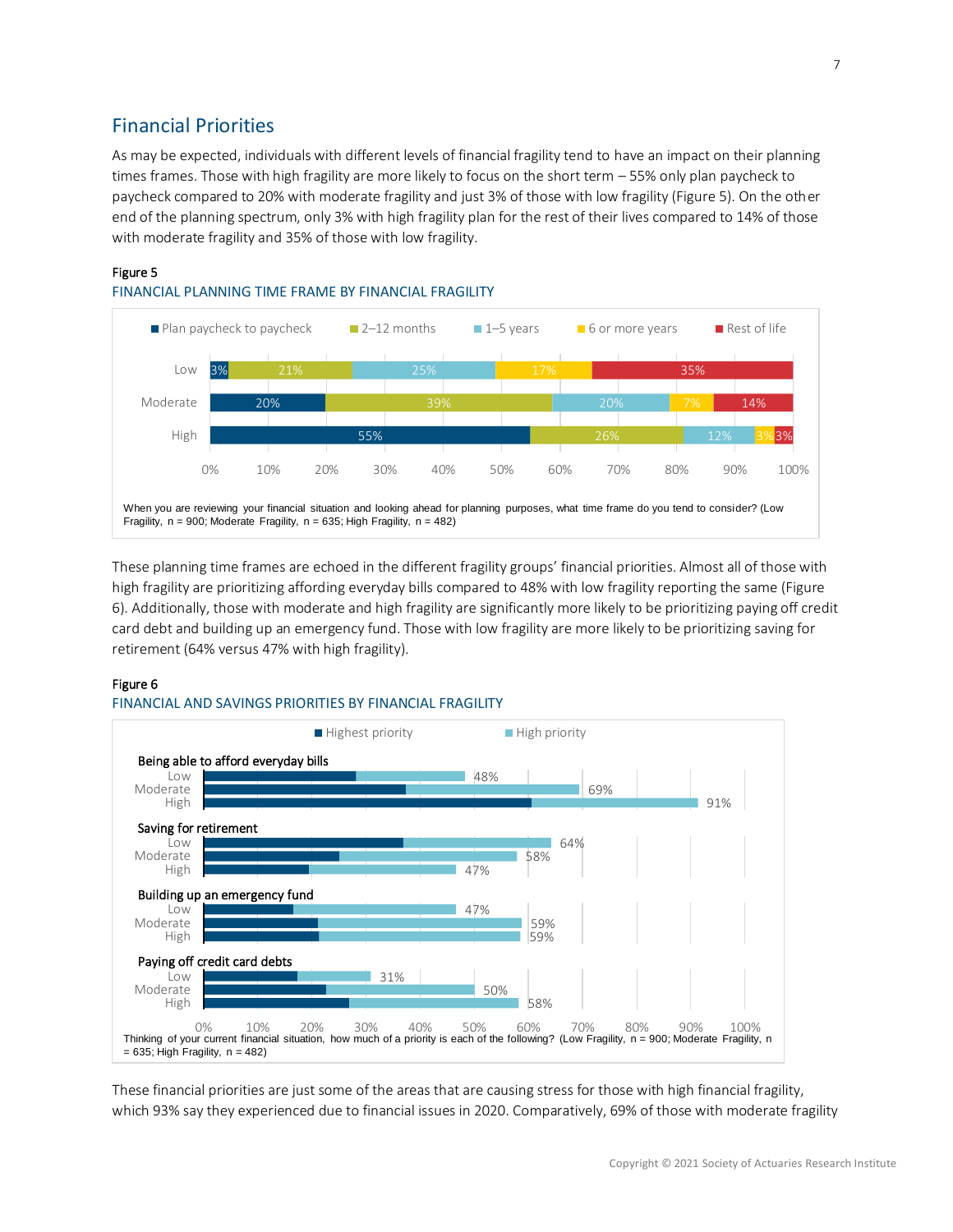## Financial Priorities

As may be expected, individuals with different levels of financial fragility tend to have an impact on their planning times frames. Those with high fragility are more likely to focus on the short term – 55% only plan paycheck to paycheck compared to 20% with moderate fragility and just 3% of those with low fragility (Figure 5). On the other end of the planning spectrum, only 3% with high fragility plan for the rest of their lives compared to 14% of those with moderate fragility and 35% of those with low fragility.

Figure 5

FINANCIAL PLANNING TIME FRAME BY FINANCIAL FRAGILITY

| | Plan paycheck to paycheck | 2–12 months | 1–5 years | 6 or more years | Rest of life |
|---|---|---|---|---|---|
| Low | 3% | 21% | 25% | 17% | 35% |
| Moderate | 20% | 39% | 20% | 7% | 14% |
| High | 55% | 26% | 12% | 3% | 3% |

When you are reviewing your financial situation and looking ahead for planning purposes, what time frame do you tend to consider? (Low Fragility, n = 900; Moderate Fragility, n = 635; High Fragility, n = 482)

These planning time frames are echoed in the different fragility groups' financial priorities. Almost all of those with high fragility are prioritizing affording everyday bills compared to 48% with low fragility reporting the same (Figure 6). Additionally, those with moderate and high fragility are significantly more likely to be prioritizing paying off credit card debt and building up an emergency fund. Those with low fragility are more likely to be prioritizing saving for retirement (64% versus 47% with high fragility).

Figure 6

FINANCIAL AND SAVINGS PRIORITIES BY FINANCIAL FRAGILITY

| Priority | Fragility | Highest priority + High priority (total) |
|---|---|---|
| Being able to afford everyday bills | Low | 48% |
| | Moderate | 69% |
| | High | 91% |
| Saving for retirement | Low | 64% |
| | Moderate | 58% |
| | High | 47% |
| Building up an emergency fund | Low | 47% |
| | Moderate | 59% |
| | High | 59% |
| Paying off credit card debts | Low | 31% |
| | Moderate | 50% |
| | High | 58% |

Thinking of your current financial situation, how much of a priority is each of the following? (Low Fragility, n = 900; Moderate Fragility, n = 635; High Fragility, n = 482)

These financial priorities are just some of the areas that are causing stress for those with high financial fragility, which 93% say they experienced due to financial issues in 2020. Comparatively, 69% of those with moderate fragility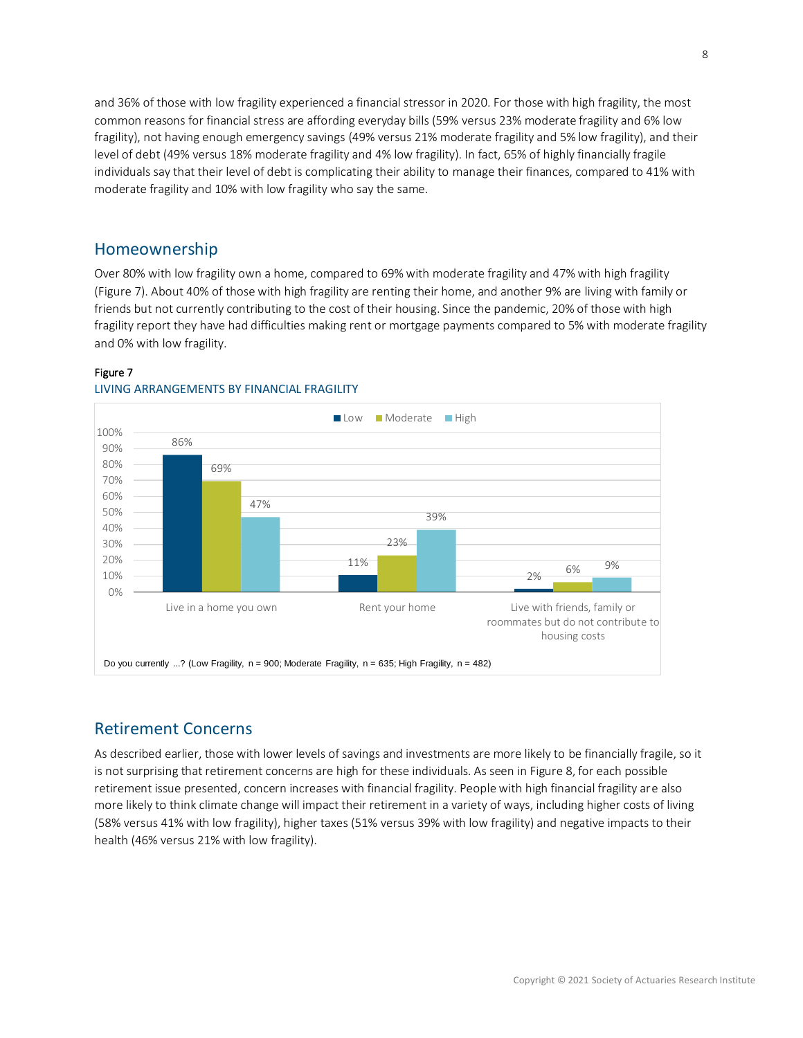and 36% of those with low fragility experienced a financial stressor in 2020. For those with high fragility, the most common reasons for financial stress are affording everyday bills (59% versus 23% moderate fragility and 6% low fragility), not having enough emergency savings (49% versus 21% moderate fragility and 5% low fragility), and their level of debt (49% versus 18% moderate fragility and 4% low fragility). In fact, 65% of highly financially fragile individuals say that their level of debt is complicating their ability to manage their finances, compared to 41% with moderate fragility and 10% with low fragility who say the same.

## Homeownership

Over 80% with low fragility own a home, compared to 69% with moderate fragility and 47% with high fragility (Figure 7). About 40% of those with high fragility are renting their home, and another 9% are living with family or friends but not currently contributing to the cost of their housing. Since the pandemic, 20% of those with high fragility report they have had difficulties making rent or mortgage payments compared to 5% with moderate fragility and 0% with low fragility.

**Figure 7**

LIVING ARRANGEMENTS BY FINANCIAL FRAGILITY

| | Low | Moderate | High |
|---|---|---|---|
| Live in a home you own | 86% | 69% | 47% |
| Rent your home | 11% | 23% | 39% |
| Live with friends, family or roommates but do not contribute to housing costs | 2% | 6% | 9% |

Do you currently ...? (Low Fragility, n = 900; Moderate Fragility, n = 635; High Fragility, n = 482)

## Retirement Concerns

As described earlier, those with lower levels of savings and investments are more likely to be financially fragile, so it is not surprising that retirement concerns are high for these individuals. As seen in Figure 8, for each possible retirement issue presented, concern increases with financial fragility. People with high financial fragility are also more likely to think climate change will impact their retirement in a variety of ways, including higher costs of living (58% versus 41% with low fragility), higher taxes (51% versus 39% with low fragility) and negative impacts to their health (46% versus 21% with low fragility).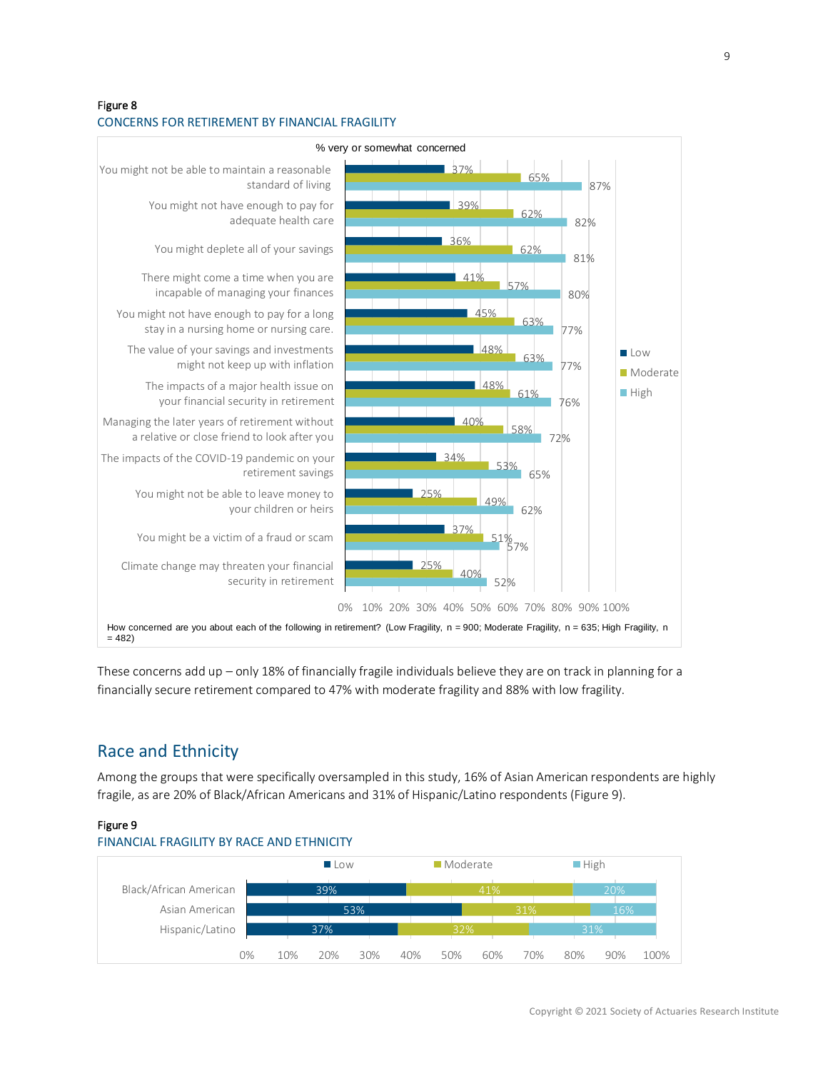Figure 8

CONCERNS FOR RETIREMENT BY FINANCIAL FRAGILITY

% very or somewhat concerned

| Concern | Low | Moderate | High |
|---|---|---|---|
| You might not be able to maintain a reasonable standard of living | 37% | 65% | 87% |
| You might not have enough to pay for adequate health care | 39% | 62% | 82% |
| You might deplete all of your savings | 36% | 62% | 81% |
| There might come a time when you are incapable of managing your finances | 41% | 57% | 80% |
| You might not have enough to pay for a long stay in a nursing home or nursing care. | 45% | 63% | 77% |
| The value of your savings and investments might not keep up with inflation | 48% | 63% | 77% |
| The impacts of a major health issue on your financial security in retirement | 48% | 61% | 76% |
| Managing the later years of retirement without a relative or close friend to look after you | 40% | 58% | 72% |
| The impacts of the COVID-19 pandemic on your retirement savings | 34% | 53% | 65% |
| You might not be able to leave money to your children or heirs | 25% | 49% | 62% |
| You might be a victim of a fraud or scam | 37% | 51% | 57% |
| Climate change may threaten your financial security in retirement | 25% | 40% | 52% |

How concerned are you about each of the following in retirement? (Low Fragility, n = 900; Moderate Fragility, n = 635; High Fragility, n = 482)

These concerns add up – only 18% of financially fragile individuals believe they are on track in planning for a financially secure retirement compared to 47% with moderate fragility and 88% with low fragility.

## Race and Ethnicity

Among the groups that were specifically oversampled in this study, 16% of Asian American respondents are highly fragile, as are 20% of Black/African Americans and 31% of Hispanic/Latino respondents (Figure 9).

Figure 9

FINANCIAL FRAGILITY BY RACE AND ETHNICITY

| Group | Low | Moderate | High |
|---|---|---|---|
| Black/African American | 39% | 41% | 20% |
| Asian American | 53% | 31% | 16% |
| Hispanic/Latino | 37% | 32% | 31% |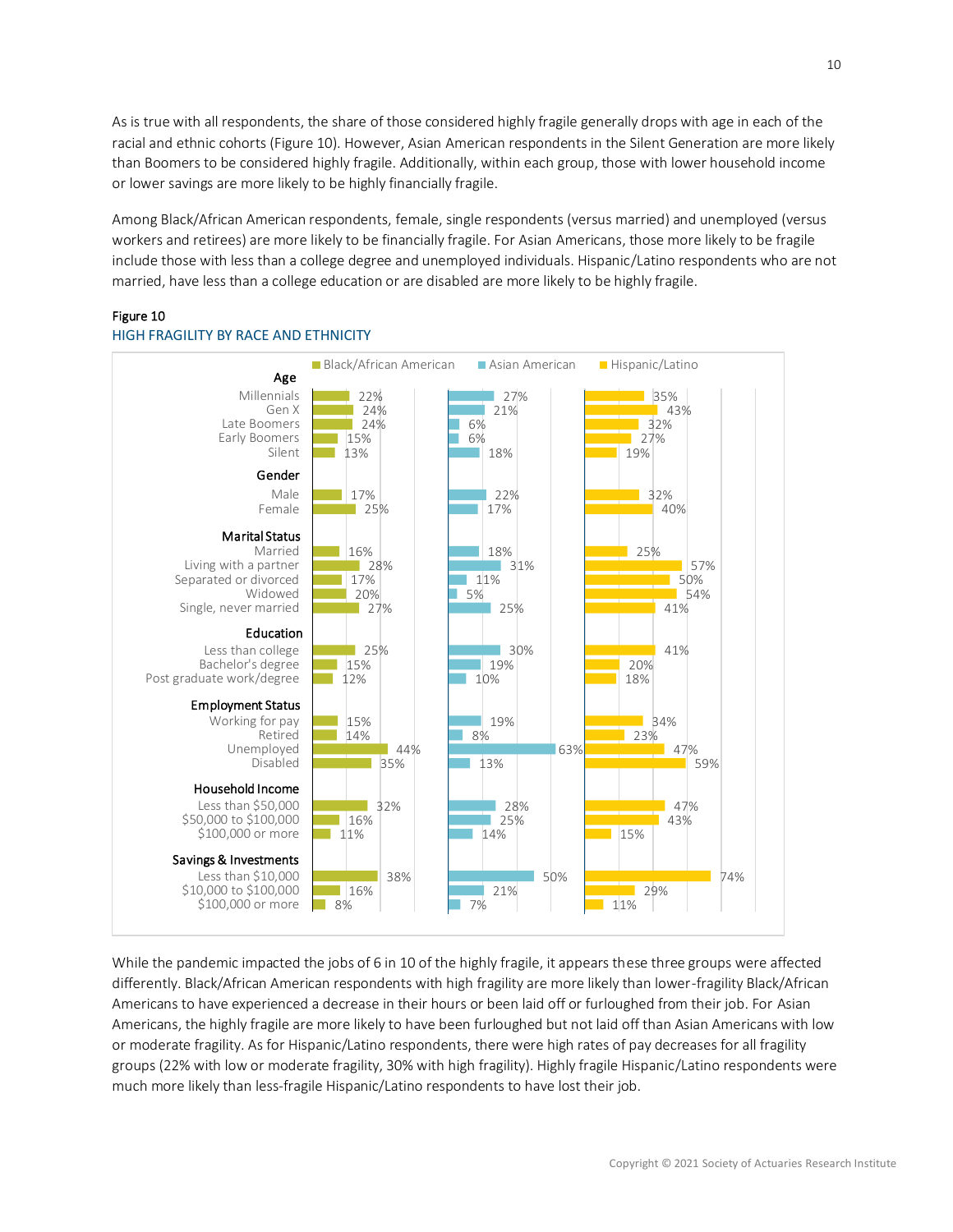As is true with all respondents, the share of those considered highly fragile generally drops with age in each of the racial and ethnic cohorts (Figure 10). However, Asian American respondents in the Silent Generation are more likely than Boomers to be considered highly fragile. Additionally, within each group, those with lower household income or lower savings are more likely to be highly financially fragile.

Among Black/African American respondents, female, single respondents (versus married) and unemployed (versus workers and retirees) are more likely to be financially fragile. For Asian Americans, those more likely to be fragile include those with less than a college degree and unemployed individuals. Hispanic/Latino respondents who are not married, have less than a college education or are disabled are more likely to be highly fragile.

Figure 10

HIGH FRAGILITY BY RACE AND ETHNICITY

| | Black/African American | Asian American | Hispanic/Latino |
|---|---|---|---|
| **Age** | | | |
| Millennials | 22% | 27% | 35% |
| Gen X | 24% | 21% | 43% |
| Late Boomers | 24% | 6% | 32% |
| Early Boomers | 15% | 6% | 27% |
| Silent | 13% | 18% | 19% |
| **Gender** | | | |
| Male | 17% | 22% | 32% |
| Female | 25% | 17% | 40% |
| **Marital Status** | | | |
| Married | 16% | 18% | 25% |
| Living with a partner | 28% | 31% | 57% |
| Separated or divorced | 17% | 11% | 50% |
| Widowed | 20% | 5% | 54% |
| Single, never married | 27% | 25% | 41% |
| **Education** | | | |
| Less than college | 25% | 30% | 41% |
| Bachelor's degree | 15% | 19% | 20% |
| Post graduate work/degree | 12% | 10% | 18% |
| **Employment Status** | | | |
| Working for pay | 15% | 19% | 34% |
| Retired | 14% | 8% | 23% |
| Unemployed | 44% | 63% | 47% |
| Disabled | 35% | 13% | 59% |
| **Household Income** | | | |
| Less than $50,000 | 32% | 28% | 47% |
| $50,000 to $100,000 | 16% | 25% | 43% |
| $100,000 or more | 11% | 14% | 15% |
| **Savings & Investments** | | | |
| Less than $10,000 | 38% | 50% | 74% |
| $10,000 to $100,000 | 16% | 21% | 29% |
| $100,000 or more | 8% | 7% | 11% |

While the pandemic impacted the jobs of 6 in 10 of the highly fragile, it appears these three groups were affected differently. Black/African American respondents with high fragility are more likely than lower-fragility Black/African Americans to have experienced a decrease in their hours or been laid off or furloughed from their job. For Asian Americans, the highly fragile are more likely to have been furloughed but not laid off than Asian Americans with low or moderate fragility. As for Hispanic/Latino respondents, there were high rates of pay decreases for all fragility groups (22% with low or moderate fragility, 30% with high fragility). Highly fragile Hispanic/Latino respondents were much more likely than less-fragile Hispanic/Latino respondents to have lost their job.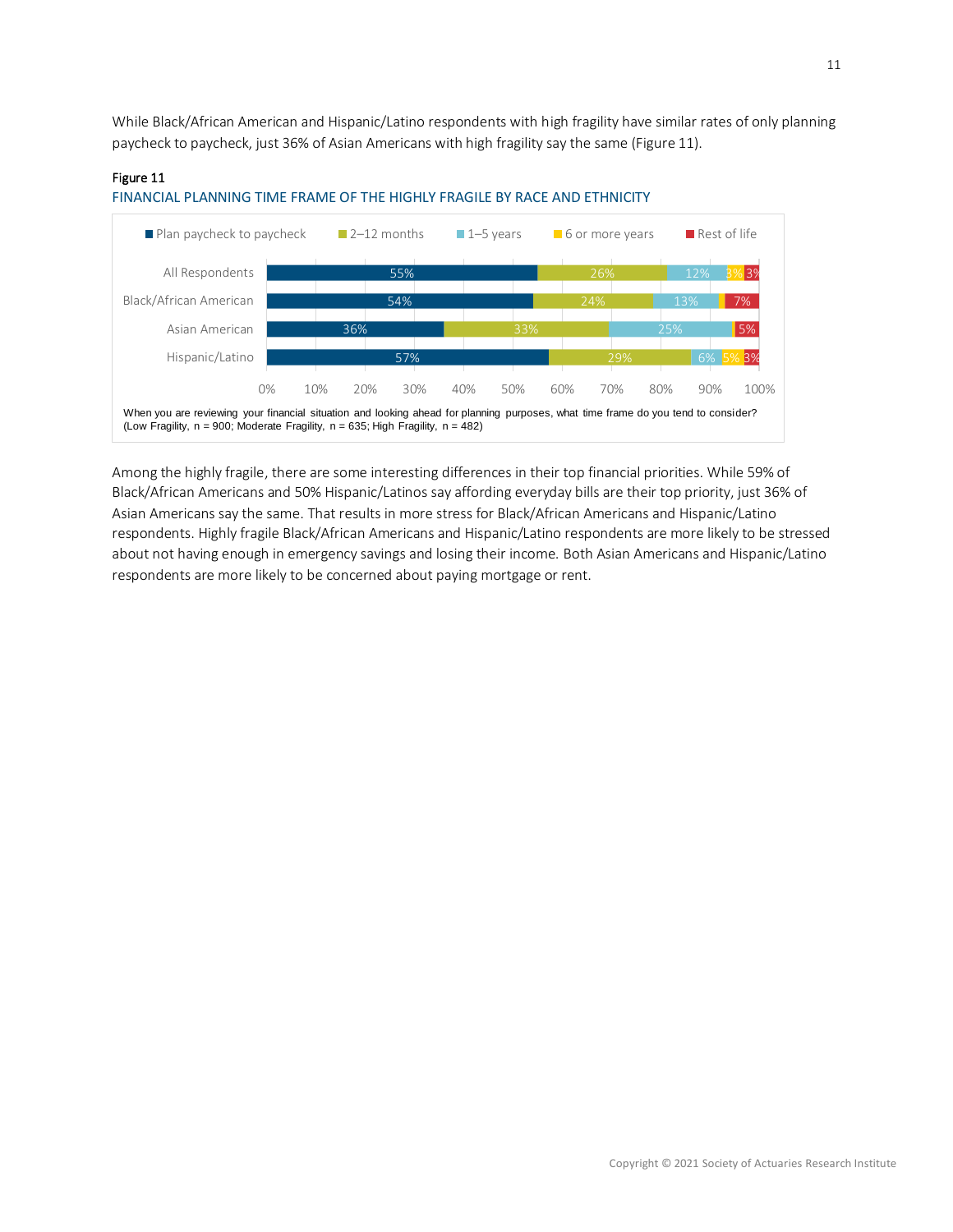While Black/African American and Hispanic/Latino respondents with high fragility have similar rates of only planning paycheck to paycheck, just 36% of Asian Americans with high fragility say the same (Figure 11).

Figure 11

FINANCIAL PLANNING TIME FRAME OF THE HIGHLY FRAGILE BY RACE AND ETHNICITY

| | Plan paycheck to paycheck | 2–12 months | 1–5 years | 6 or more years | Rest of life |
|---|---|---|---|---|---|
| All Respondents | 55% | 26% | 12% | 3% | 3% |
| Black/African American | 54% | 24% | 13% | | 7% |
| Asian American | 36% | 33% | 25% | | 5% |
| Hispanic/Latino | 57% | 29% | 6% | 5% | 3% |

When you are reviewing your financial situation and looking ahead for planning purposes, what time frame do you tend to consider?
(Low Fragility, n = 900; Moderate Fragility, n = 635; High Fragility, n = 482)

Among the highly fragile, there are some interesting differences in their top financial priorities. While 59% of Black/African Americans and 50% Hispanic/Latinos say affording everyday bills are their top priority, just 36% of Asian Americans say the same. That results in more stress for Black/African Americans and Hispanic/Latino respondents. Highly fragile Black/African Americans and Hispanic/Latino respondents are more likely to be stressed about not having enough in emergency savings and losing their income. Both Asian Americans and Hispanic/Latino respondents are more likely to be concerned about paying mortgage or rent.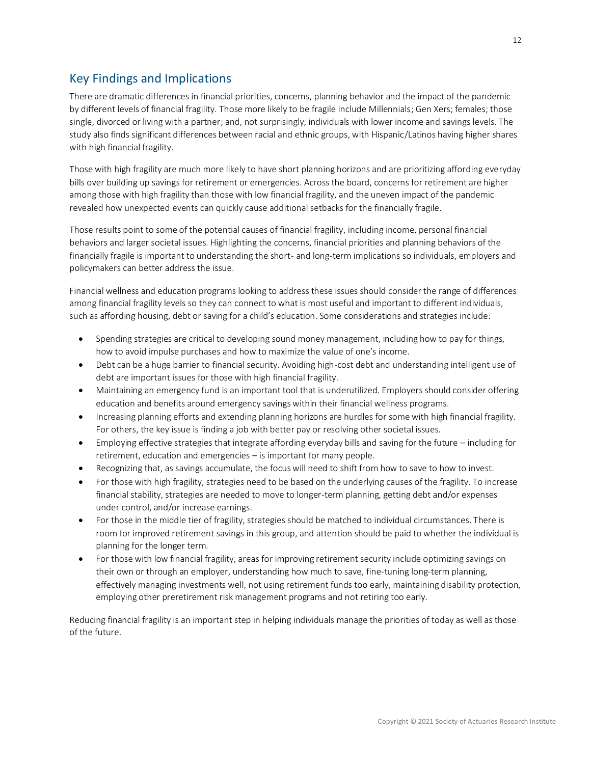## Key Findings and Implications

There are dramatic differences in financial priorities, concerns, planning behavior and the impact of the pandemic by different levels of financial fragility. Those more likely to be fragile include Millennials; Gen Xers; females; those single, divorced or living with a partner; and, not surprisingly, individuals with lower income and savings levels. The study also finds significant differences between racial and ethnic groups, with Hispanic/Latinos having higher shares with high financial fragility.

Those with high fragility are much more likely to have short planning horizons and are prioritizing affording everyday bills over building up savings for retirement or emergencies. Across the board, concerns for retirement are higher among those with high fragility than those with low financial fragility, and the uneven impact of the pandemic revealed how unexpected events can quickly cause additional setbacks for the financially fragile.

Those results point to some of the potential causes of financial fragility, including income, personal financial behaviors and larger societal issues. Highlighting the concerns, financial priorities and planning behaviors of the financially fragile is important to understanding the short- and long-term implications so individuals, employers and policymakers can better address the issue.

Financial wellness and education programs looking to address these issues should consider the range of differences among financial fragility levels so they can connect to what is most useful and important to different individuals, such as affording housing, debt or saving for a child's education. Some considerations and strategies include:

- Spending strategies are critical to developing sound money management, including how to pay for things, how to avoid impulse purchases and how to maximize the value of one's income.
- Debt can be a huge barrier to financial security. Avoiding high-cost debt and understanding intelligent use of debt are important issues for those with high financial fragility.
- Maintaining an emergency fund is an important tool that is underutilized. Employers should consider offering education and benefits around emergency savings within their financial wellness programs.
- Increasing planning efforts and extending planning horizons are hurdles for some with high financial fragility. For others, the key issue is finding a job with better pay or resolving other societal issues.
- Employing effective strategies that integrate affording everyday bills and saving for the future – including for retirement, education and emergencies – is important for many people.
- Recognizing that, as savings accumulate, the focus will need to shift from how to save to how to invest.
- For those with high fragility, strategies need to be based on the underlying causes of the fragility. To increase financial stability, strategies are needed to move to longer-term planning, getting debt and/or expenses under control, and/or increase earnings.
- For those in the middle tier of fragility, strategies should be matched to individual circumstances. There is room for improved retirement savings in this group, and attention should be paid to whether the individual is planning for the longer term.
- For those with low financial fragility, areas for improving retirement security include optimizing savings on their own or through an employer, understanding how much to save, fine-tuning long-term planning, effectively managing investments well, not using retirement funds too early, maintaining disability protection, employing other preretirement risk management programs and not retiring too early.

Reducing financial fragility is an important step in helping individuals manage the priorities of today as well as those of the future.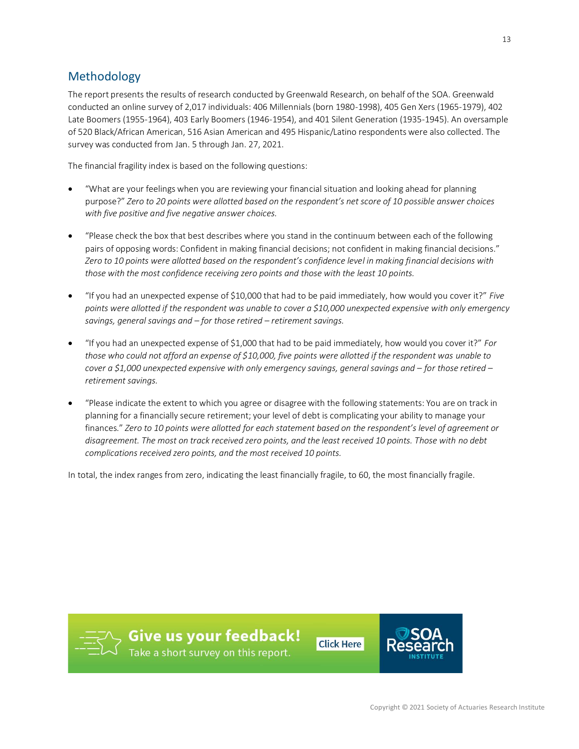## Methodology

The report presents the results of research conducted by Greenwald Research, on behalf of the SOA. Greenwald conducted an online survey of 2,017 individuals: 406 Millennials (born 1980-1998), 405 Gen Xers (1965-1979), 402 Late Boomers (1955-1964), 403 Early Boomers (1946-1954), and 401 Silent Generation (1935-1945). An oversample of 520 Black/African American, 516 Asian American and 495 Hispanic/Latino respondents were also collected. The survey was conducted from Jan. 5 through Jan. 27, 2021.

The financial fragility index is based on the following questions:

- "What are your feelings when you are reviewing your financial situation and looking ahead for planning purpose?" *Zero to 20 points were allotted based on the respondent's net score of 10 possible answer choices with five positive and five negative answer choices.*
- "Please check the box that best describes where you stand in the continuum between each of the following pairs of opposing words: Confident in making financial decisions; not confident in making financial decisions." *Zero to 10 points were allotted based on the respondent's confidence level in making financial decisions with those with the most confidence receiving zero points and those with the least 10 points.*
- "If you had an unexpected expense of $10,000 that had to be paid immediately, how would you cover it?" *Five points were allotted if the respondent was unable to cover a $10,000 unexpected expensive with only emergency savings, general savings and – for those retired – retirement savings.*
- "If you had an unexpected expense of $1,000 that had to be paid immediately, how would you cover it?" *For those who could not afford an expense of $10,000, five points were allotted if the respondent was unable to cover a $1,000 unexpected expensive with only emergency savings, general savings and – for those retired – retirement savings.*
- "Please indicate the extent to which you agree or disagree with the following statements: You are on track in planning for a financially secure retirement; your level of debt is complicating your ability to manage your finances." *Zero to 10 points were allotted for each statement based on the respondent's level of agreement or disagreement. The most on track received zero points, and the least received 10 points. Those with no debt complications received zero points, and the most received 10 points.*

In total, the index ranges from zero, indicating the least financially fragile, to 60, the most financially fragile.

**Give us your feedback!** Take a short survey on this report. Click Here

SOA Research INSTITUTE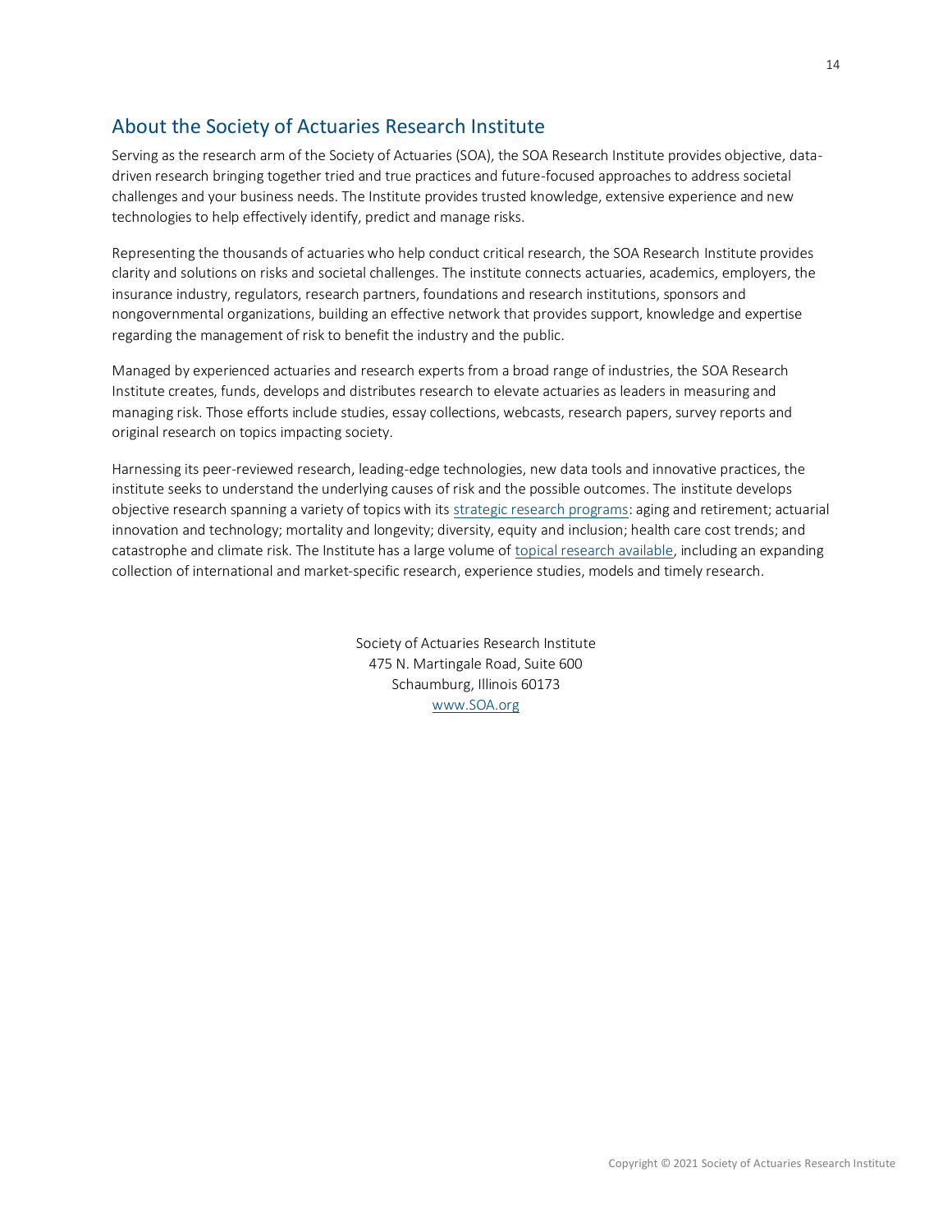## About the Society of Actuaries Research Institute

Serving as the research arm of the Society of Actuaries (SOA), the SOA Research Institute provides objective, data-driven research bringing together tried and true practices and future-focused approaches to address societal challenges and your business needs. The Institute provides trusted knowledge, extensive experience and new technologies to help effectively identify, predict and manage risks.

Representing the thousands of actuaries who help conduct critical research, the SOA Research Institute provides clarity and solutions on risks and societal challenges. The institute connects actuaries, academics, employers, the insurance industry, regulators, research partners, foundations and research institutions, sponsors and nongovernmental organizations, building an effective network that provides support, knowledge and expertise regarding the management of risk to benefit the industry and the public.

Managed by experienced actuaries and research experts from a broad range of industries, the SOA Research Institute creates, funds, develops and distributes research to elevate actuaries as leaders in measuring and managing risk. Those efforts include studies, essay collections, webcasts, research papers, survey reports and original research on topics impacting society.

Harnessing its peer-reviewed research, leading-edge technologies, new data tools and innovative practices, the institute seeks to understand the underlying causes of risk and the possible outcomes. The institute develops objective research spanning a variety of topics with its strategic research programs: aging and retirement; actuarial innovation and technology; mortality and longevity; diversity, equity and inclusion; health care cost trends; and catastrophe and climate risk. The Institute has a large volume of topical research available, including an expanding collection of international and market-specific research, experience studies, models and timely research.

Society of Actuaries Research Institute
475 N. Martingale Road, Suite 600
Schaumburg, Illinois 60173
www.SOA.org